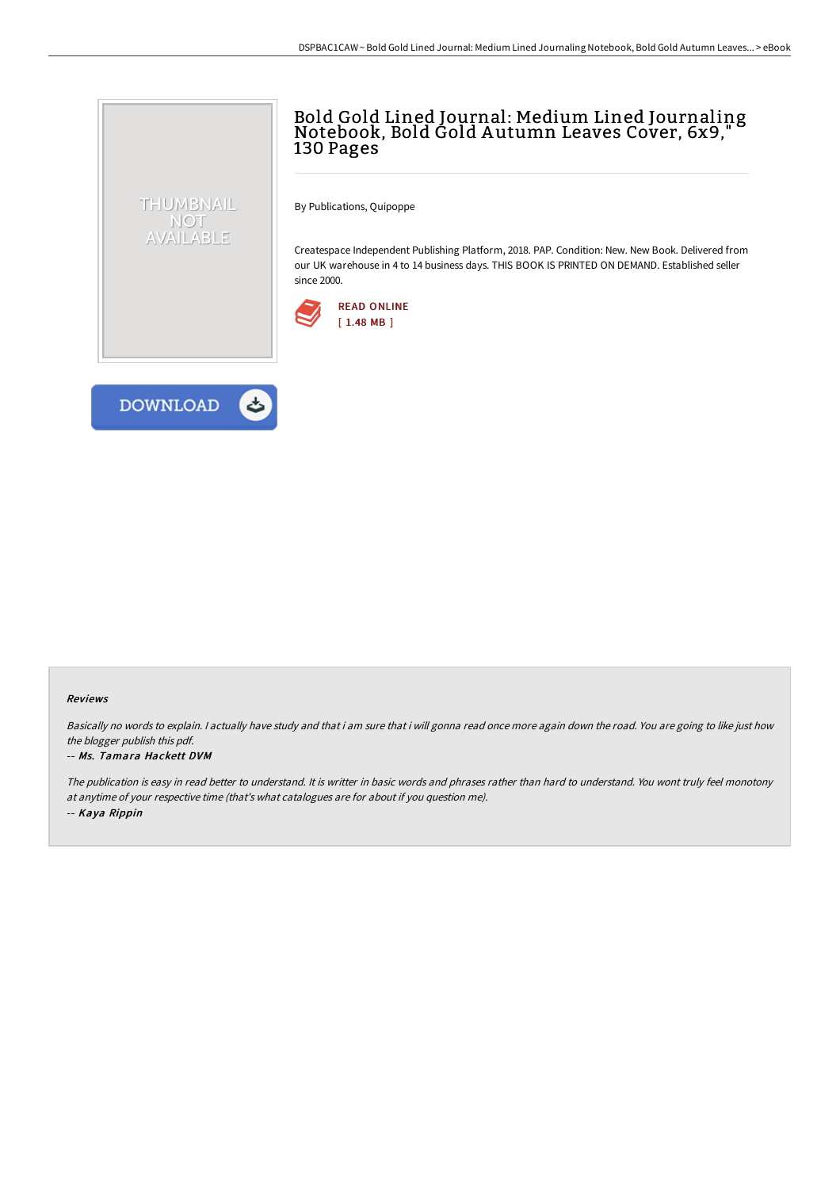# Bold Gold Lined Journal: Medium Lined Journaling Notebook, Bold Gold Autumn Leaves Cover, 6x9," 130 Pages

By Publications, Quipoppe

Createspace Independent Publishing Platform, 2018. PAP. Condition: New. New Book. Delivered from our UK warehouse in 4 to 14 business days. THIS BOOK IS PRINTED ON DEMAND. Established seller since 2000.

READ ONLINE
[ 1.48 MB ]

DOWNLOAD

### Reviews

*Basically no words to explain. I actually have study and that i am sure that i will gonna read once more again down the road. You are going to like just how the blogger publish this pdf.*

-- *Ms. Tamara Hackett DVM*

*The publication is easy in read better to understand. It is writter in basic words and phrases rather than hard to understand. You wont truly feel monotony at anytime of your respective time (that's what catalogues are for about if you question me).*

-- *Kaya Rippin*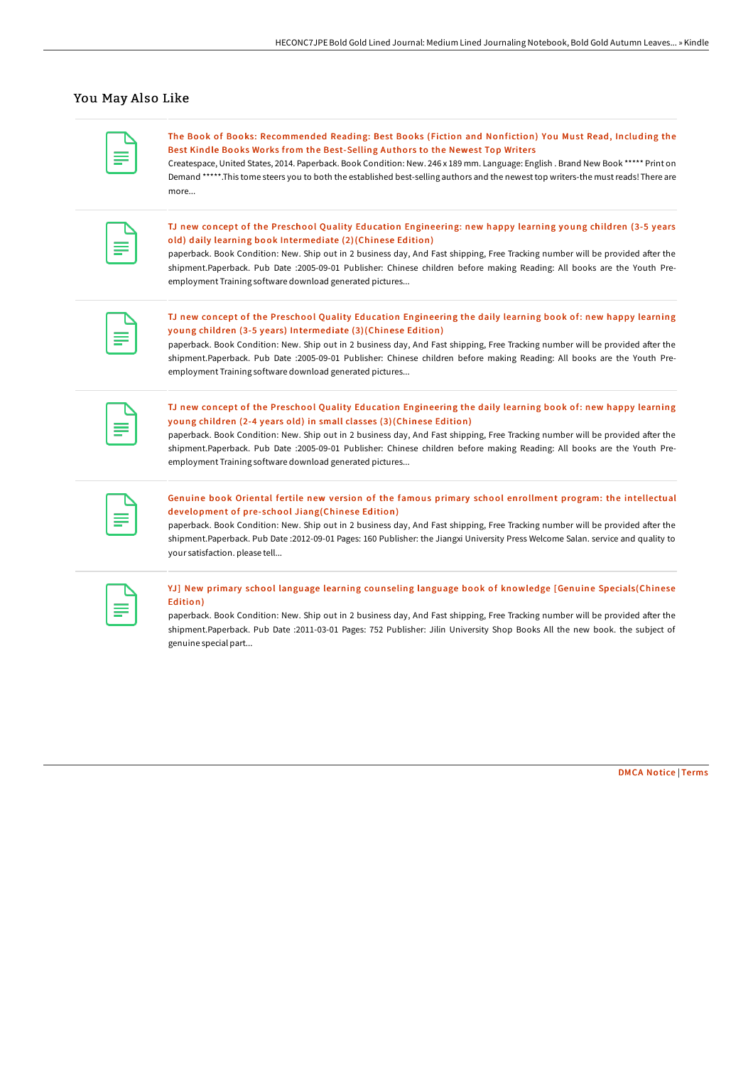## You May Also Like

**The Book of Books: Recommended Reading: Best Books (Fiction and Nonfiction) You Must Read, Including the Best Kindle Books Works from the Best-Selling Authors to the Newest Top Writers**

Createspace, United States, 2014. Paperback. Book Condition: New. 246 x 189 mm. Language: English . Brand New Book ***** Print on Demand *****.This tome steers you to both the established best-selling authors and the newest top writers-the must reads! There are more...

**TJ new concept of the Preschool Quality Education Engineering: new happy learning young children (3-5 years old) daily learning book Intermediate (2)(Chinese Edition)**

paperback. Book Condition: New. Ship out in 2 business day, And Fast shipping, Free Tracking number will be provided after the shipment.Paperback. Pub Date :2005-09-01 Publisher: Chinese children before making Reading: All books are the Youth Pre-employment Training software download generated pictures...

**TJ new concept of the Preschool Quality Education Engineering the daily learning book of: new happy learning young children (3-5 years) Intermediate (3)(Chinese Edition)**

paperback. Book Condition: New. Ship out in 2 business day, And Fast shipping, Free Tracking number will be provided after the shipment.Paperback. Pub Date :2005-09-01 Publisher: Chinese children before making Reading: All books are the Youth Pre-employment Training software download generated pictures...

**TJ new concept of the Preschool Quality Education Engineering the daily learning book of: new happy learning young children (2-4 years old) in small classes (3)(Chinese Edition)**

paperback. Book Condition: New. Ship out in 2 business day, And Fast shipping, Free Tracking number will be provided after the shipment.Paperback. Pub Date :2005-09-01 Publisher: Chinese children before making Reading: All books are the Youth Pre-employment Training software download generated pictures...

**Genuine book Oriental fertile new version of the famous primary school enrollment program: the intellectual development of pre-school Jiang(Chinese Edition)**

paperback. Book Condition: New. Ship out in 2 business day, And Fast shipping, Free Tracking number will be provided after the shipment.Paperback. Pub Date :2012-09-01 Pages: 160 Publisher: the Jiangxi University Press Welcome Salan. service and quality to your satisfaction. please tell...

**YJ] New primary school language learning counseling language book of knowledge [Genuine Specials(Chinese Edition)**

paperback. Book Condition: New. Ship out in 2 business day, And Fast shipping, Free Tracking number will be provided after the shipment.Paperback. Pub Date :2011-03-01 Pages: 752 Publisher: Jilin University Shop Books All the new book. the subject of genuine special part...

DMCA Notice | Terms